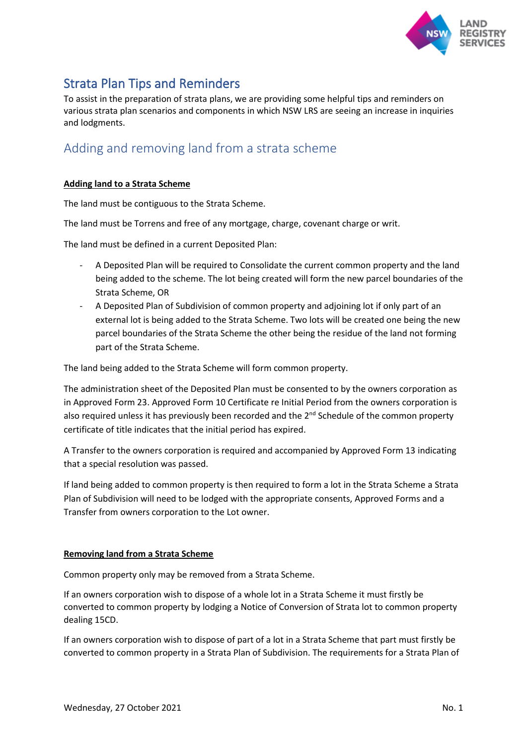# Strata Plan Tips and Reminders

To assist in the preparation of strata plans, we are providing some helpful tips and reminders on various strata plan scenarios and components in which NSW LRS are seeing an increase in inquiries and lodgments.

## Adding and removing land from a strata scheme

**Adding land to a Strata Scheme**

The land must be contiguous to the Strata Scheme.

The land must be Torrens and free of any mortgage, charge, covenant charge or writ.

The land must be defined in a current Deposited Plan:

- A Deposited Plan will be required to Consolidate the current common property and the land being added to the scheme. The lot being created will form the new parcel boundaries of the Strata Scheme, OR
- A Deposited Plan of Subdivision of common property and adjoining lot if only part of an external lot is being added to the Strata Scheme. Two lots will be created one being the new parcel boundaries of the Strata Scheme the other being the residue of the land not forming part of the Strata Scheme.

The land being added to the Strata Scheme will form common property.

The administration sheet of the Deposited Plan must be consented to by the owners corporation as in Approved Form 23. Approved Form 10 Certificate re Initial Period from the owners corporation is also required unless it has previously been recorded and the 2nd Schedule of the common property certificate of title indicates that the initial period has expired.

A Transfer to the owners corporation is required and accompanied by Approved Form 13 indicating that a special resolution was passed.

If land being added to common property is then required to form a lot in the Strata Scheme a Strata Plan of Subdivision will need to be lodged with the appropriate consents, Approved Forms and a Transfer from owners corporation to the Lot owner.

**Removing land from a Strata Scheme**

Common property only may be removed from a Strata Scheme.

If an owners corporation wish to dispose of a whole lot in a Strata Scheme it must firstly be converted to common property by lodging a Notice of Conversion of Strata lot to common property dealing 15CD.

If an owners corporation wish to dispose of part of a lot in a Strata Scheme that part must firstly be converted to common property in a Strata Plan of Subdivision. The requirements for a Strata Plan of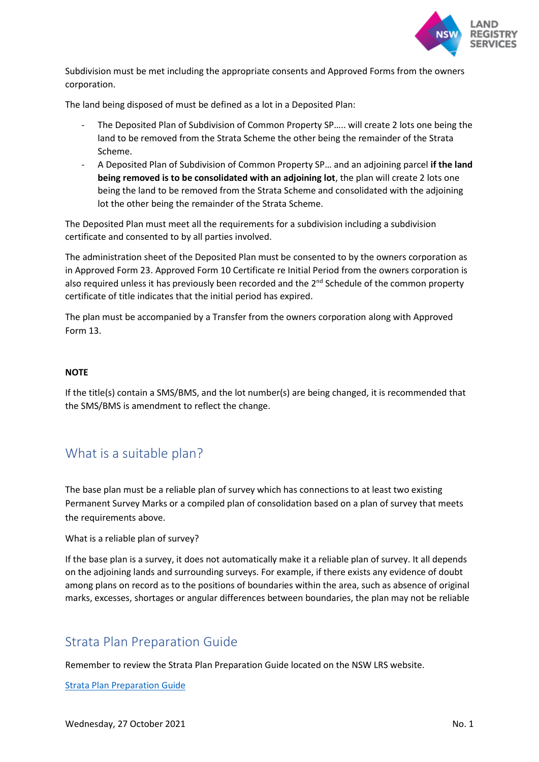Subdivision must be met including the appropriate consents and Approved Forms from the owners corporation.

The land being disposed of must be defined as a lot in a Deposited Plan:

- The Deposited Plan of Subdivision of Common Property SP….. will create 2 lots one being the land to be removed from the Strata Scheme the other being the remainder of the Strata Scheme.
- A Deposited Plan of Subdivision of Common Property SP… and an adjoining parcel **if the land being removed is to be consolidated with an adjoining lot**, the plan will create 2 lots one being the land to be removed from the Strata Scheme and consolidated with the adjoining lot the other being the remainder of the Strata Scheme.

The Deposited Plan must meet all the requirements for a subdivision including a subdivision certificate and consented to by all parties involved.

The administration sheet of the Deposited Plan must be consented to by the owners corporation as in Approved Form 23. Approved Form 10 Certificate re Initial Period from the owners corporation is also required unless it has previously been recorded and the 2nd Schedule of the common property certificate of title indicates that the initial period has expired.

The plan must be accompanied by a Transfer from the owners corporation along with Approved Form 13.

**NOTE**

If the title(s) contain a SMS/BMS, and the lot number(s) are being changed, it is recommended that the SMS/BMS is amendment to reflect the change.

## What is a suitable plan?

The base plan must be a reliable plan of survey which has connections to at least two existing Permanent Survey Marks or a compiled plan of consolidation based on a plan of survey that meets the requirements above.

What is a reliable plan of survey?

If the base plan is a survey, it does not automatically make it a reliable plan of survey. It all depends on the adjoining lands and surrounding surveys. For example, if there exists any evidence of doubt among plans on record as to the positions of boundaries within the area, such as absence of original marks, excesses, shortages or angular differences between boundaries, the plan may not be reliable

## Strata Plan Preparation Guide

Remember to review the Strata Plan Preparation Guide located on the NSW LRS website.

Strata Plan Preparation Guide

Wednesday, 27 October 2021